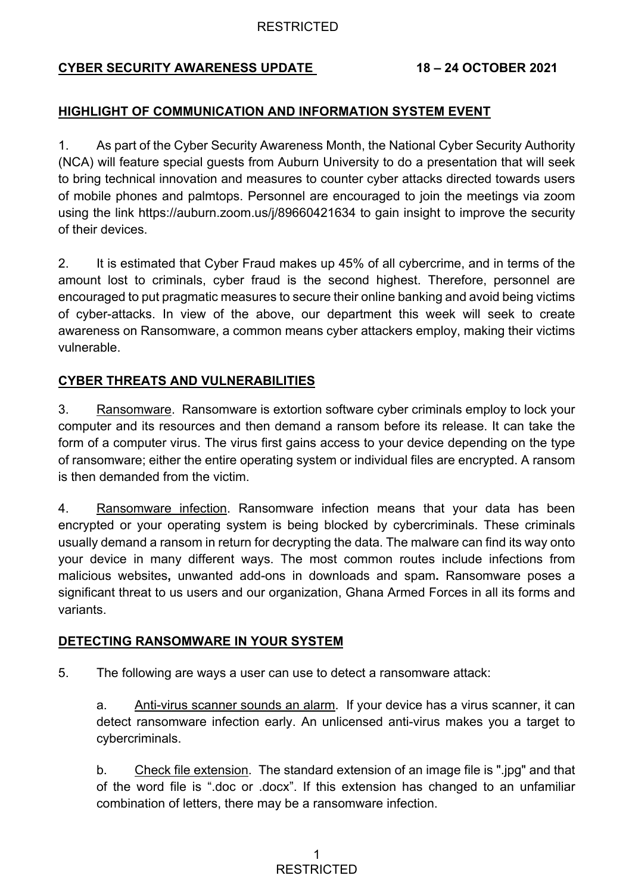RESTRICTED

**CYBER SECURITY AWARENESS UPDATE** **18 – 24 OCTOBER 2021**

## HIGHLIGHT OF COMMUNICATION AND INFORMATION SYSTEM EVENT

1. As part of the Cyber Security Awareness Month, the National Cyber Security Authority (NCA) will feature special guests from Auburn University to do a presentation that will seek to bring technical innovation and measures to counter cyber attacks directed towards users of mobile phones and palmtops. Personnel are encouraged to join the meetings via zoom using the link https://auburn.zoom.us/j/89660421634 to gain insight to improve the security of their devices.

2. It is estimated that Cyber Fraud makes up 45% of all cybercrime, and in terms of the amount lost to criminals, cyber fraud is the second highest. Therefore, personnel are encouraged to put pragmatic measures to secure their online banking and avoid being victims of cyber-attacks. In view of the above, our department this week will seek to create awareness on Ransomware, a common means cyber attackers employ, making their victims vulnerable.

## CYBER THREATS AND VULNERABILITIES

3. Ransomware. Ransomware is extortion software cyber criminals employ to lock your computer and its resources and then demand a ransom before its release. It can take the form of a computer virus. The virus first gains access to your device depending on the type of ransomware; either the entire operating system or individual files are encrypted. A ransom is then demanded from the victim.

4. Ransomware infection. Ransomware infection means that your data has been encrypted or your operating system is being blocked by cybercriminals. These criminals usually demand a ransom in return for decrypting the data. The malware can find its way onto your device in many different ways. The most common routes include infections from malicious websites**,** unwanted add-ons in downloads and spam**.** Ransomware poses a significant threat to us users and our organization, Ghana Armed Forces in all its forms and variants.

## DETECTING RANSOMWARE IN YOUR SYSTEM

5. The following are ways a user can use to detect a ransomware attack:

   a. Anti-virus scanner sounds an alarm. If your device has a virus scanner, it can detect ransomware infection early. An unlicensed anti-virus makes you a target to cybercriminals.

   b. Check file extension. The standard extension of an image file is ".jpg" and that of the word file is ".doc or .docx". If this extension has changed to an unfamiliar combination of letters, there may be a ransomware infection.

RESTRICTED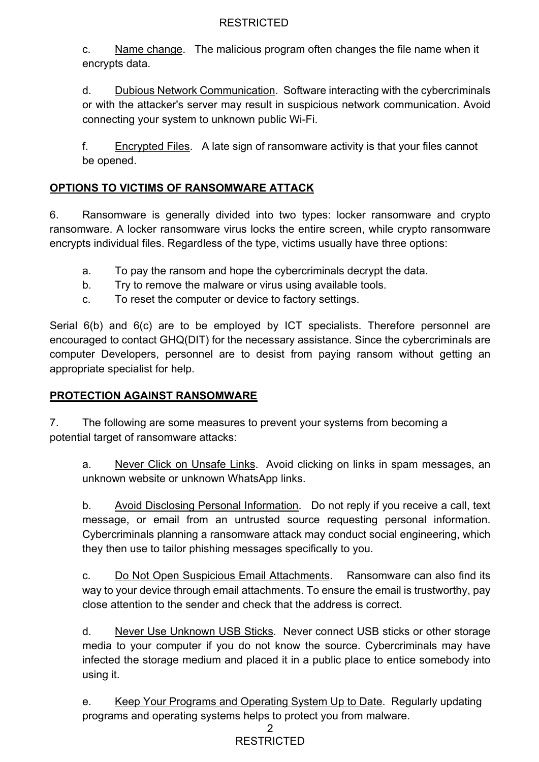c. Name change. The malicious program often changes the file name when it encrypts data.

d. Dubious Network Communication. Software interacting with the cybercriminals or with the attacker's server may result in suspicious network communication. Avoid connecting your system to unknown public Wi-Fi.

f. Encrypted Files. A late sign of ransomware activity is that your files cannot be opened.

## OPTIONS TO VICTIMS OF RANSOMWARE ATTACK

6. Ransomware is generally divided into two types: locker ransomware and crypto ransomware. A locker ransomware virus locks the entire screen, while crypto ransomware encrypts individual files. Regardless of the type, victims usually have three options:

a. To pay the ransom and hope the cybercriminals decrypt the data.
b. Try to remove the malware or virus using available tools.
c. To reset the computer or device to factory settings.

Serial 6(b) and 6(c) are to be employed by ICT specialists. Therefore personnel are encouraged to contact GHQ(DIT) for the necessary assistance. Since the cybercriminals are computer Developers, personnel are to desist from paying ransom without getting an appropriate specialist for help.

## PROTECTION AGAINST RANSOMWARE

7. The following are some measures to prevent your systems from becoming a potential target of ransomware attacks:

a. Never Click on Unsafe Links. Avoid clicking on links in spam messages, an unknown website or unknown WhatsApp links.

b. Avoid Disclosing Personal Information. Do not reply if you receive a call, text message, or email from an untrusted source requesting personal information. Cybercriminals planning a ransomware attack may conduct social engineering, which they then use to tailor phishing messages specifically to you.

c. Do Not Open Suspicious Email Attachments. Ransomware can also find its way to your device through email attachments. To ensure the email is trustworthy, pay close attention to the sender and check that the address is correct.

d. Never Use Unknown USB Sticks. Never connect USB sticks or other storage media to your computer if you do not know the source. Cybercriminals may have infected the storage medium and placed it in a public place to entice somebody into using it.

e. Keep Your Programs and Operating System Up to Date. Regularly updating programs and operating systems helps to protect you from malware.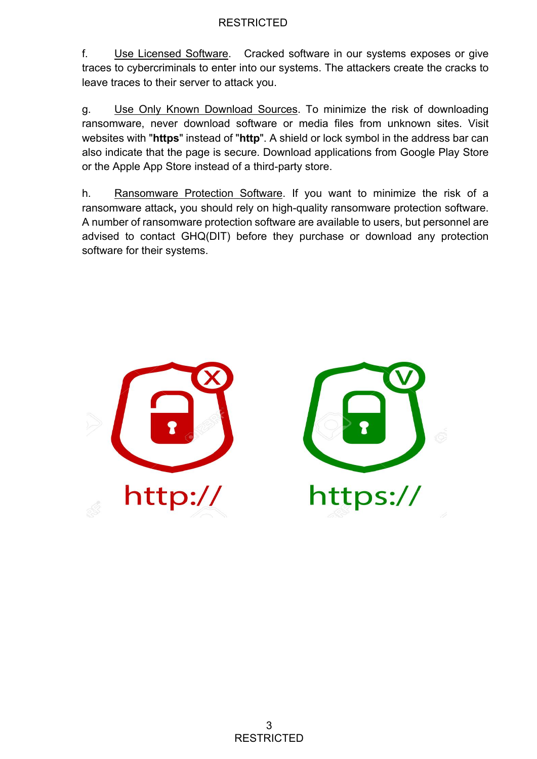f. <u>Use Licensed Software</u>. Cracked software in our systems exposes or give traces to cybercriminals to enter into our systems. The attackers create the cracks to leave traces to their server to attack you.

g. <u>Use Only Known Download Sources</u>. To minimize the risk of downloading ransomware, never download software or media files from unknown sites. Visit websites with "**https**" instead of "**http**". A shield or lock symbol in the address bar can also indicate that the page is secure. Download applications from Google Play Store or the Apple App Store instead of a third-party store.

h. <u>Ransomware Protection Software</u>. If you want to minimize the risk of a ransomware attack**,** you should rely on high-quality ransomware protection software. A number of ransomware protection software are available to users, but personnel are advised to contact GHQ(DIT) before they purchase or download any protection software for their systems.

http://

https://